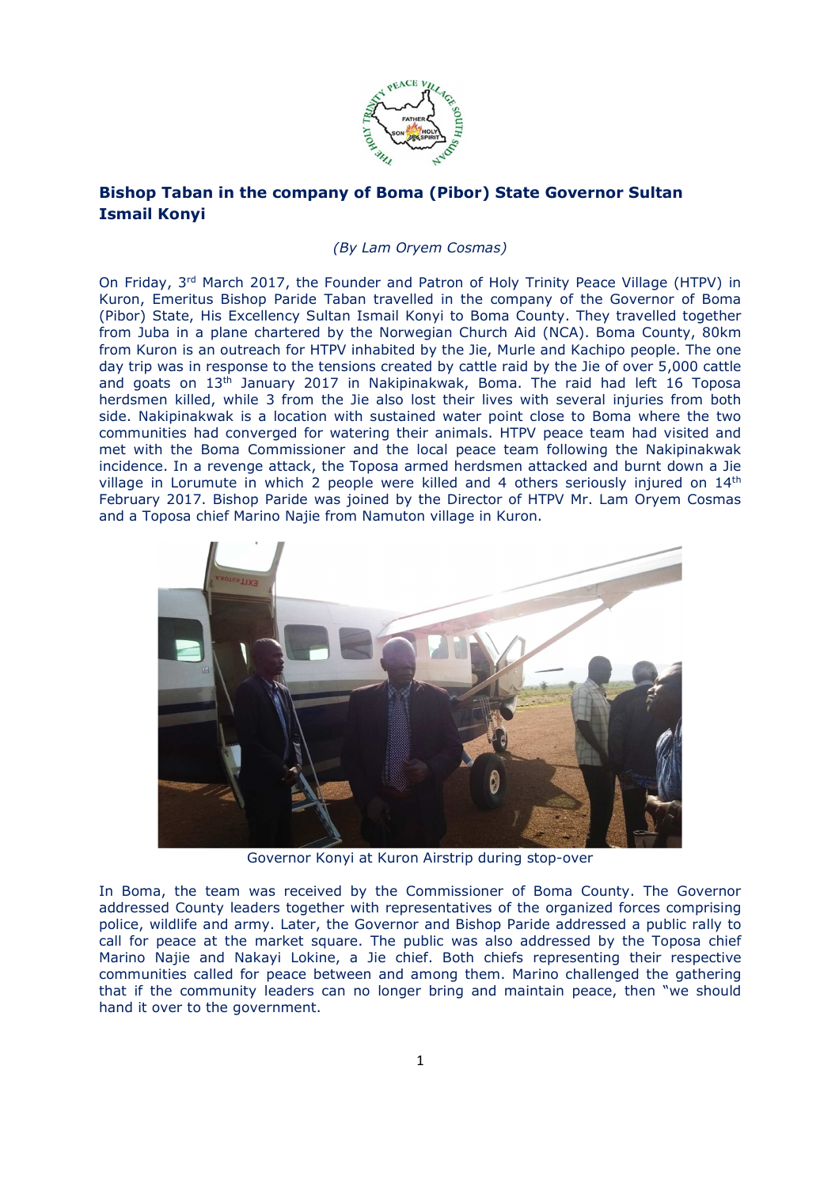# Bishop Taban in the company of Boma (Pibor) State Governor Sultan Ismail Konyi

*(By Lam Oryem Cosmas)*

On Friday, 3rd March 2017, the Founder and Patron of Holy Trinity Peace Village (HTPV) in Kuron, Emeritus Bishop Paride Taban travelled in the company of the Governor of Boma (Pibor) State, His Excellency Sultan Ismail Konyi to Boma County. They travelled together from Juba in a plane chartered by the Norwegian Church Aid (NCA). Boma County, 80km from Kuron is an outreach for HTPV inhabited by the Jie, Murle and Kachipo people. The one day trip was in response to the tensions created by cattle raid by the Jie of over 5,000 cattle and goats on 13th January 2017 in Nakipinakwak, Boma. The raid had left 16 Toposa herdsmen killed, while 3 from the Jie also lost their lives with several injuries from both side. Nakipinakwak is a location with sustained water point close to Boma where the two communities had converged for watering their animals. HTPV peace team had visited and met with the Boma Commissioner and the local peace team following the Nakipinakwak incidence. In a revenge attack, the Toposa armed herdsmen attacked and burnt down a Jie village in Lorumute in which 2 people were killed and 4 others seriously injured on 14th February 2017. Bishop Paride was joined by the Director of HTPV Mr. Lam Oryem Cosmas and a Toposa chief Marino Najie from Namuton village in Kuron.

Governor Konyi at Kuron Airstrip during stop-over

In Boma, the team was received by the Commissioner of Boma County. The Governor addressed County leaders together with representatives of the organized forces comprising police, wildlife and army. Later, the Governor and Bishop Paride addressed a public rally to call for peace at the market square. The public was also addressed by the Toposa chief Marino Najie and Nakayi Lokine, a Jie chief. Both chiefs representing their respective communities called for peace between and among them. Marino challenged the gathering that if the community leaders can no longer bring and maintain peace, then "we should hand it over to the government.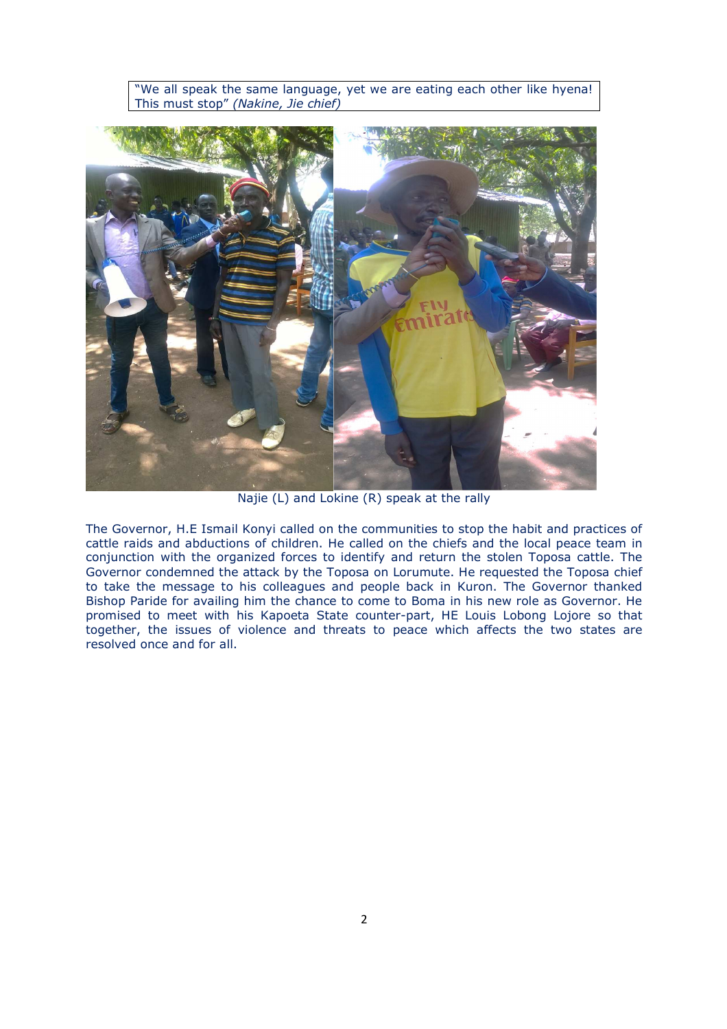> "We all speak the same language, yet we are eating each other like hyena! This must stop" *(Nakine, Jie chief)*

Najie (L) and Lokine (R) speak at the rally

The Governor, H.E Ismail Konyi called on the communities to stop the habit and practices of cattle raids and abductions of children. He called on the chiefs and the local peace team in conjunction with the organized forces to identify and return the stolen Toposa cattle. The Governor condemned the attack by the Toposa on Lorumute. He requested the Toposa chief to take the message to his colleagues and people back in Kuron. The Governor thanked Bishop Paride for availing him the chance to come to Boma in his new role as Governor. He promised to meet with his Kapoeta State counter-part, HE Louis Lobong Lojore so that together, the issues of violence and threats to peace which affects the two states are resolved once and for all.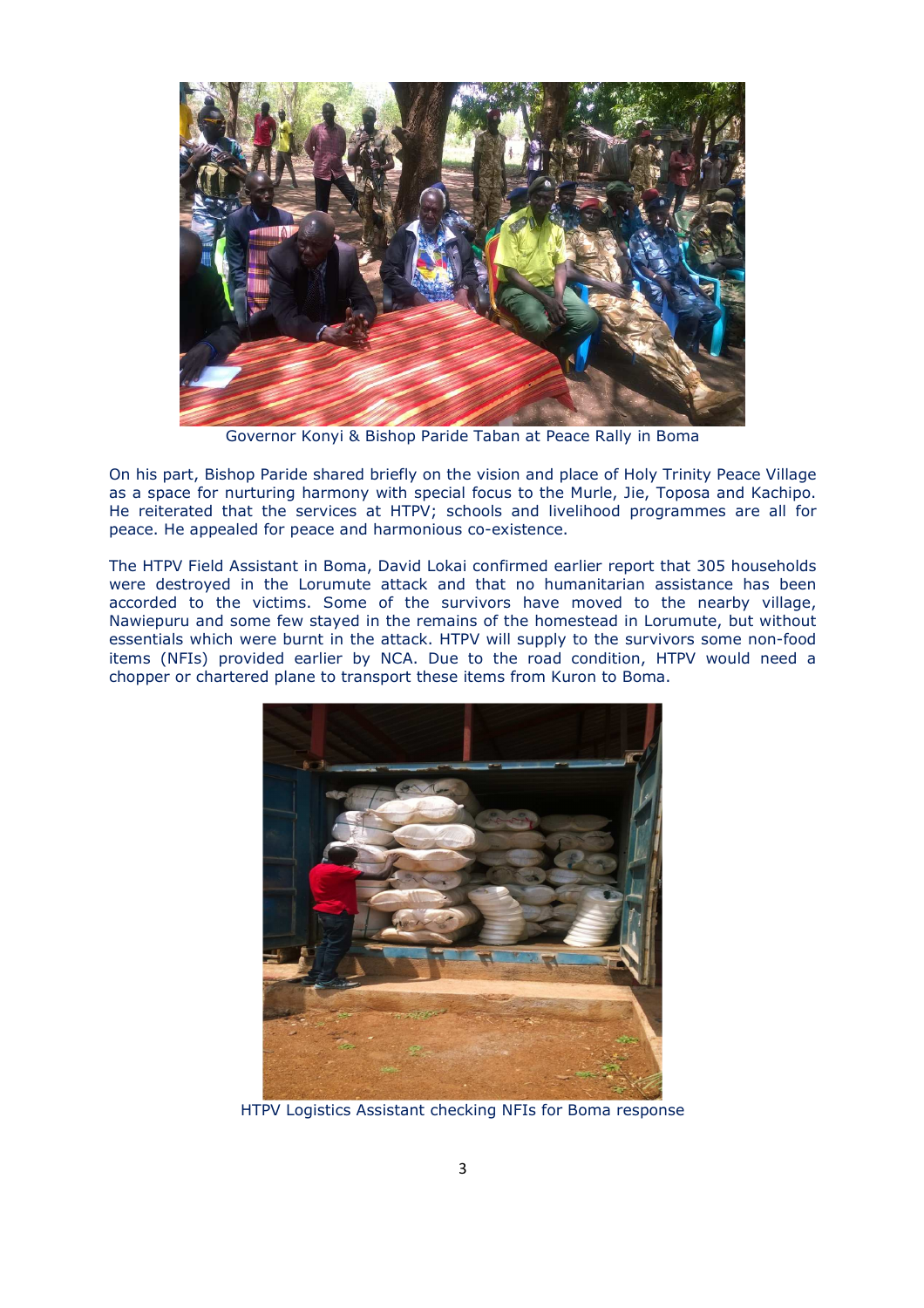Governor Konyi & Bishop Paride Taban at Peace Rally in Boma

On his part, Bishop Paride shared briefly on the vision and place of Holy Trinity Peace Village as a space for nurturing harmony with special focus to the Murle, Jie, Toposa and Kachipo. He reiterated that the services at HTPV; schools and livelihood programmes are all for peace. He appealed for peace and harmonious co-existence.

The HTPV Field Assistant in Boma, David Lokai confirmed earlier report that 305 households were destroyed in the Lorumute attack and that no humanitarian assistance has been accorded to the victims. Some of the survivors have moved to the nearby village, Nawiepuru and some few stayed in the remains of the homestead in Lorumute, but without essentials which were burnt in the attack. HTPV will supply to the survivors some non-food items (NFIs) provided earlier by NCA. Due to the road condition, HTPV would need a chopper or chartered plane to transport these items from Kuron to Boma.

HTPV Logistics Assistant checking NFIs for Boma response